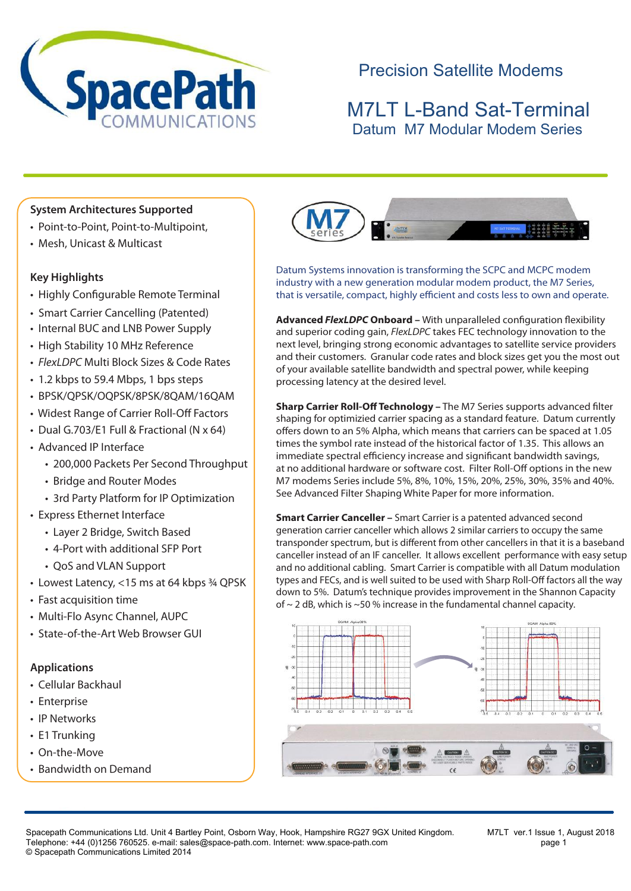SpacePath COMMUNICATIONS

# Precision Satellite Modems

# M7LT L-Band Sat-Terminal

## Datum M7 Modular Modem Series

### System Architectures Supported

- Point-to-Point, Point-to-Multipoint,
- Mesh, Unicast & Multicast

### Key Highlights

- Highly Configurable Remote Terminal
- Smart Carrier Cancelling (Patented)
- Internal BUC and LNB Power Supply
- High Stability 10 MHz Reference
- *FlexLDPC* Multi Block Sizes & Code Rates
- 1.2 kbps to 59.4 Mbps, 1 bps steps
- BPSK/QPSK/OQPSK/8PSK/8QAM/16QAM
- Widest Range of Carrier Roll-Off Factors
- Dual G.703/E1 Full & Fractional (N x 64)
- Advanced IP Interface
  - 200,000 Packets Per Second Throughput
  - Bridge and Router Modes
  - 3rd Party Platform for IP Optimization
- Express Ethernet Interface
  - Layer 2 Bridge, Switch Based
  - 4-Port with additional SFP Port
  - QoS and VLAN Support
- Lowest Latency, <15 ms at 64 kbps ¾ QPSK
- Fast acquisition time
- Multi-Flo Async Channel, AUPC
- State-of-the-Art Web Browser GUI

### Applications

- Cellular Backhaul
- Enterprise
- IP Networks
- E1 Trunking
- On-the-Move
- Bandwidth on Demand

Datum Systems innovation is transforming the SCPC and MCPC modem industry with a new generation modular modem product, the M7 Series, that is versatile, compact, highly efficient and costs less to own and operate.

**Advanced *FlexLDPC* Onboard –** With unparalleled configuration flexibility and superior coding gain, *FlexLDPC* takes FEC technology innovation to the next level, bringing strong economic advantages to satellite service providers and their customers. Granular code rates and block sizes get you the most out of your available satellite bandwidth and spectral power, while keeping processing latency at the desired level.

**Sharp Carrier Roll-Off Technology –** The M7 Series supports advanced filter shaping for optimizied carrier spacing as a standard feature. Datum currently offers down to an 5% Alpha, which means that carriers can be spaced at 1.05 times the symbol rate instead of the historical factor of 1.35. This allows an immediate spectral efficiency increase and significant bandwidth savings, at no additional hardware or software cost. Filter Roll-Off options in the new M7 modems Series include 5%, 8%, 10%, 15%, 20%, 25%, 30%, 35% and 40%. See Advanced Filter Shaping White Paper for more information.

**Smart Carrier Canceller –** Smart Carrier is a patented advanced second generation carrier canceller which allows 2 similar carriers to occupy the same transponder spectrum, but is different from other cancellers in that it is a baseband canceller instead of an IF canceller. It allows excellent performance with easy setup and no additional cabling. Smart Carrier is compatible with all Datum modulation types and FECs, and is well suited to be used with Sharp Roll-Off factors all the way down to 5%. Datum's technique provides improvement in the Shannon Capacity of ~ 2 dB, which is ~50 % increase in the fundamental channel capacity.

Spacepath Communications Ltd. Unit 4 Bartley Point, Osborn Way, Hook, Hampshire RG27 9GX United Kingdom.
Telephone: +44 (0)1256 760525. e-mail: sales@space-path.com. Internet: www.space-path.com
© Spacepath Communications Limited 2014

M7LT ver.1 Issue 1, August 2018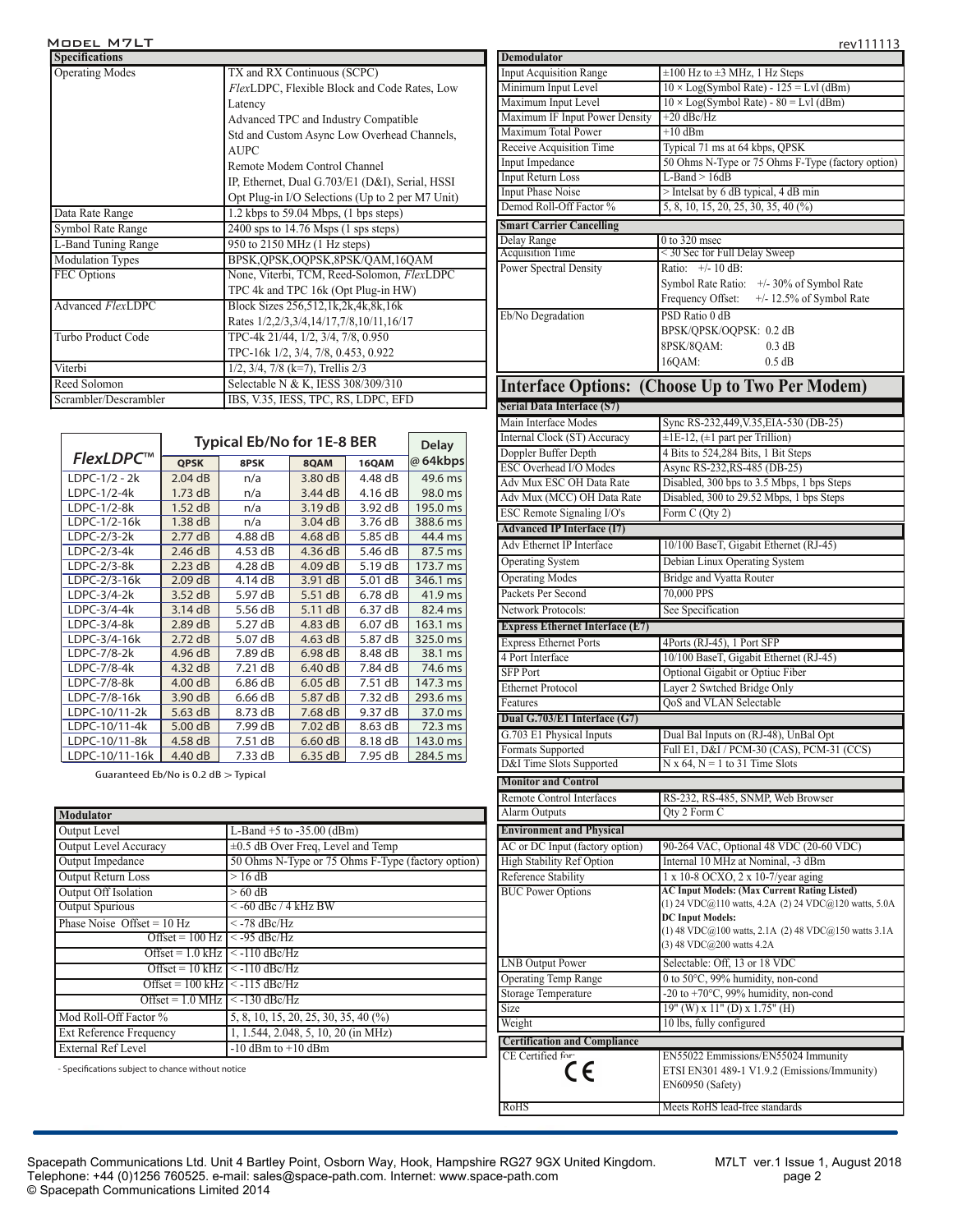MODEL M7LT

rev111113

| Specifications | |
|---|---|
| Operating Modes | TX and RX Continuous (SCPC)<br>*Flex*LDPC, Flexible Block and Code Rates, Low Latency<br>Advanced TPC and Industry Compatible<br>Std and Custom Async Low Overhead Channels, AUPC<br>Remote Modem Control Channel<br>IP, Ethernet, Dual G.703/E1 (D&I), Serial, HSSI<br>Opt Plug-in I/O Selections (Up to 2 per M7 Unit) |
| Data Rate Range | 1.2 kbps to 59.04 Mbps, (1 bps steps) |
| Symbol Rate Range | 2400 sps to 14.76 Msps (1 sps steps) |
| L-Band Tuning Range | 950 to 2150 MHz (1 Hz steps) |
| Modulation Types | BPSK,QPSK,OQPSK,8PSK/QAM,16QAM |
| FEC Options | None, Viterbi, TCM, Reed-Solomon, *Flex*LDPC<br>TPC 4k and TPC 16k (Opt Plug-in HW) |
| Advanced *Flex*LDPC | Block Sizes 256,512,1k,2k,4k,8k,16k<br>Rates 1/2,2/3,3/4,14/17,7/8,10/11,16/17 |
| Turbo Product Code | TPC-4k 21/44, 1/2, 3/4, 7/8, 0.950<br>TPC-16k 1/2, 3/4, 7/8, 0.453, 0.922 |
| Viterbi | 1/2, 3/4, 7/8 (k=7), Trellis 2/3 |
| Reed Solomon | Selectable N & K, IESS 308/309/310 |
| Scrambler/Descrambler | IBS, V.35, IESS, TPC, RS, LDPC, EFD |

| *FlexLDPC*™ | Typical Eb/No for 1E-8 BER | | | | Delay @ 64kbps |
|---|---|---|---|---|---|
| | QPSK | 8PSK | 8QAM | 16QAM | |
| LDPC-1/2 - 2k | 2.04 dB | n/a | 3.80 dB | 4.48 dB | 49.6 ms |
| LDPC-1/2-4k | 1.73 dB | n/a | 3.44 dB | 4.16 dB | 98.0 ms |
| LDPC-1/2-8k | 1.52 dB | n/a | 3.19 dB | 3.92 dB | 195.0 ms |
| LDPC-1/2-16k | 1.38 dB | n/a | 3.04 dB | 3.76 dB | 388.6 ms |
| LDPC-2/3-2k | 2.77 dB | 4.88 dB | 4.68 dB | 5.85 dB | 44.4 ms |
| LDPC-2/3-4k | 2.46 dB | 4.53 dB | 4.36 dB | 5.46 dB | 87.5 ms |
| LDPC-2/3-8k | 2.23 dB | 4.28 dB | 4.09 dB | 5.19 dB | 173.7 ms |
| LDPC-2/3-16k | 2.09 dB | 4.14 dB | 3.91 dB | 5.01 dB | 346.1 ms |
| LDPC-3/4-2k | 3.52 dB | 5.97 dB | 5.51 dB | 6.78 dB | 41.9 ms |
| LDPC-3/4-4k | 3.14 dB | 5.56 dB | 5.11 dB | 6.37 dB | 82.4 ms |
| LDPC-3/4-8k | 2.89 dB | 5.27 dB | 4.83 dB | 6.07 dB | 163.1 ms |
| LDPC-3/4-16k | 2.72 dB | 5.07 dB | 4.63 dB | 5.87 dB | 325.0 ms |
| LDPC-7/8-2k | 4.96 dB | 7.89 dB | 6.98 dB | 8.48 dB | 38.1 ms |
| LDPC-7/8-4k | 4.32 dB | 7.21 dB | 6.40 dB | 7.84 dB | 74.6 ms |
| LDPC-7/8-8k | 4.00 dB | 6.86 dB | 6.05 dB | 7.51 dB | 147.3 ms |
| LDPC-7/8-16k | 3.90 dB | 6.66 dB | 5.87 dB | 7.32 dB | 293.6 ms |
| LDPC-10/11-2k | 5.63 dB | 8.73 dB | 7.68 dB | 9.37 dB | 37.0 ms |
| LDPC-10/11-4k | 5.00 dB | 7.99 dB | 7.02 dB | 8.63 dB | 72.3 ms |
| LDPC-10/11-8k | 4.58 dB | 7.51 dB | 6.60 dB | 8.18 dB | 143.0 ms |
| LDPC-10/11-16k | 4.40 dB | 7.33 dB | 6.35 dB | 7.95 dB | 284.5 ms |

Guaranteed Eb/No is 0.2 dB > Typical

| Modulator | |
|---|---|
| Output Level | L-Band +5 to -35.00 (dBm) |
| Output Level Accuracy | ±0.5 dB Over Freq, Level and Temp |
| Output Impedance | 50 Ohms N-Type or 75 Ohms F-Type (factory option) |
| Output Return Loss | > 16 dB |
| Output Off Isolation | > 60 dB |
| Output Spurious | < -60 dBc / 4 kHz BW |
| Phase Noise Offset = 10 Hz | < -78 dBc/Hz |
| Offset = 100 Hz | < -95 dBc/Hz |
| Offset = 1.0 kHz | < -110 dBc/Hz |
| Offset = 10 kHz | < -110 dBc/Hz |
| Offset = 100 kHz | < -115 dBc/Hz |
| Offset = 1.0 MHz | < -130 dBc/Hz |
| Mod Roll-Off Factor % | 5, 8, 10, 15, 20, 25, 30, 35, 40 (%) |
| Ext Reference Frequency | 1, 1.544, 2.048, 5, 10, 20 (in MHz) |
| External Ref Level | -10 dBm to +10 dBm |

- Specifications subject to chance without notice

| Demodulator | |
|---|---|
| Input Acquisition Range | ±100 Hz to ±3 MHz, 1 Hz Steps |
| Minimum Input Level | 10 × Log(Symbol Rate) - 125 = Lvl (dBm) |
| Maximum Input Level | 10 × Log(Symbol Rate) - 80 = Lvl (dBm) |
| Maximum IF Input Power Density | +20 dBc/Hz |
| Maximum Total Power | +10 dBm |
| Receive Acquisition Time | Typical 71 ms at 64 kbps, QPSK |
| Input Impedance | 50 Ohms N-Type or 75 Ohms F-Type (factory option) |
| Input Return Loss | L-Band > 16dB |
| Input Phase Noise | > Intelsat by 6 dB typical, 4 dB min |
| Demod Roll-Off Factor % | 5, 8, 10, 15, 20, 25, 30, 35, 40 (%) |

| Smart Carrier Cancelling | |
|---|---|
| Delay Range | 0 to 320 msec |
| Acquisition Time | < 30 Sec for Full Delay Sweep |
| Power Spectral Density | Ratio: +/- 10 dB:<br>Symbol Rate Ratio: +/- 30% of Symbol Rate<br>Frequency Offset: +/- 12.5% of Symbol Rate |
| Eb/No Degradation | PSD Ratio 0 dB<br>BPSK/QPSK/OQPSK: 0.2 dB<br>8PSK/8QAM: 0.3 dB<br>16QAM: 0.5 dB |

## Interface Options: (Choose Up to Two Per Modem)

| Serial Data Interface (S7) | |
|---|---|
| Main Interface Modes | Sync RS-232,449,V.35,EIA-530 (DB-25) |
| Internal Clock (ST) Accuracy | ±1E-12, (±1 part per Trillion) |
| Doppler Buffer Depth | 4 Bits to 524,284 Bits, 1 Bit Steps |
| ESC Overhead I/O Modes | Async RS-232,RS-485 (DB-25) |
| Adv Mux ESC OH Data Rate | Disabled, 300 bps to 3.5 Mbps, 1 bps Steps |
| Adv Mux (MCC) OH Data Rate | Disabled, 300 to 29.52 Mbps, 1 bps Steps |
| ESC Remote Signaling I/O's | Form C (Qty 2) |

| Advanced IP Interface (I7) | |
|---|---|
| Adv Ethernet IP Interface | 10/100 BaseT, Gigabit Ethernet (RJ-45) |
| Operating System | Debian Linux Operating System |
| Operating Modes | Bridge and Vyatta Router |
| Packets Per Second | 70,000 PPS |
| Network Protocols: | See Specification |

| Express Ethernet Interface (E7) | |
|---|---|
| Express Ethernet Ports | 4Ports (RJ-45), 1 Port SFP |
| 4 Port Interface | 10/100 BaseT, Gigabit Ethernet (RJ-45) |
| SFP Port | Optional Gigabit or Optiuc Fiber |
| Ethernet Protocol | Layer 2 Swtched Bridge Only |
| Features | QoS and VLAN Selectable |

| Dual G.703/E1 Interface (G7) | |
|---|---|
| G.703 E1 Physical Inputs | Dual Bal Inputs on (RJ-48), UnBal Opt |
| Formats Supported | Full E1, D&I / PCM-30 (CAS), PCM-31 (CCS) |
| D&I Time Slots Supported | N x 64, N = 1 to 31 Time Slots |

| Monitor and Control | |
|---|---|
| Remote Control Interfaces | RS-232, RS-485, SNMP, Web Browser |
| Alarm Outputs | Qty 2 Form C |

| Environment and Physical | |
|---|---|
| AC or DC Input (factory option) | 90-264 VAC, Optional 48 VDC (20-60 VDC) |
| High Stability Ref Option | Internal 10 MHz at Nominal, -3 dBm |
| Reference Stability | 1 x 10-8 OCXO, 2 x 10-7/year aging |
| BUC Power Options | **AC Input Models: (Max Current Rating Listed)**<br>(1) 24 VDC@110 watts, 4.2A (2) 24 VDC@120 watts, 5.0A<br>**DC Input Models:**<br>(1) 48 VDC@100 watts, 2.1A (2) 48 VDC@150 watts 3.1A<br>(3) 48 VDC@200 watts 4.2A |
| LNB Output Power | Selectable: Off, 13 or 18 VDC |
| Operating Temp Range | 0 to 50°C, 99% humidity, non-cond |
| Storage Temperature | -20 to +70°C, 99% humidity, non-cond |
| Size | 19" (W) x 11" (D) x 1.75" (H) |
| Weight | 10 lbs, fully configured |

| Certification and Compliance | |
|---|---|
| CE Certified for: CE | EN55022 Emmissions/EN55024 Immunity<br>ETSI EN301 489-1 V1.9.2 (Emissions/Immunity)<br>EN60950 (Safety) |
| RoHS | Meets RoHS lead-free standards |

Spacepath Communications Ltd. Unit 4 Bartley Point, Osborn Way, Hook, Hampshire RG27 9GX United Kingdom.
Telephone: +44 (0)1256 760525. e-mail: sales@space-path.com. Internet: www.space-path.com
© Spacepath Communications Limited 2014

M7LT ver.1 Issue 1, August 2018